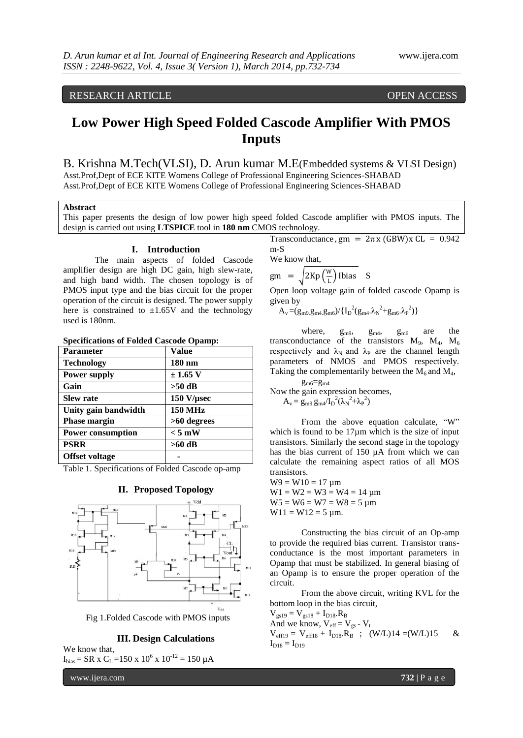# Low Power High Speed Folded Cascode Amplifier With PMOS Inputs

B. Krishna M.Tech(VLSI), D. Arun kumar M.E(Embedded systems & VLSI Design)

Asst.Prof,Dept of ECE KITE Womens College of Professional Engineering Sciences-SHABAD

Asst.Prof,Dept of ECE KITE Womens College of Professional Engineering Sciences-SHABAD

**Abstract**

This paper presents the design of low power high speed folded Cascode amplifier with PMOS inputs. The design is carried out using **LTSPICE** tool in **180 nm** CMOS technology.

## I. Introduction

The main aspects of folded Cascode amplifier design are high DC gain, high slew-rate, and high band width. The chosen topology is of PMOS input type and the bias circuit for the proper operation of the circuit is designed. The power supply here is constrained to ±1.65V and the technology used is 180nm.

**Specifications of Folded Cascode Opamp:**

| **Parameter** | **Value** |
|---|---|
| **Technology** | **180 nm** |
| **Power supply** | **± 1.65 V** |
| **Gain** | **>50 dB** |
| **Slew rate** | **150 V/μsec** |
| **Unity gain bandwidth** | **150 MHz** |
| **Phase margin** | **>60 degrees** |
| **Power consumption** | **< 5 mW** |
| **PSRR** | **>60 dB** |
| **Offset voltage** | **-** |

Table 1. Specifications of Folded Cascode op-amp

## II. Proposed Topology

Fig 1.Folded Cascode with PMOS inputs

## III. Design Calculations

We know that,

$I_{bias} = SR \times C_L = 150 \times 10^6 \times 10^{-12} = 150\ \mu A$

Transconductance, $gm = 2\pi \times (GBW) \times CL = 0.942$ m-S

We know that,

$$gm = \sqrt{2Kp\left(\frac{W}{L}\right) Ibias} \quad S$$

Open loop voltage gain of folded cascode Opamp is given by

$$A_v = (g_{m9}.g_{m4}.g_{m6})/\{I_D^2(g_{m4}.\lambda_N^2 + g_{m6}.\lambda_P^2)\}$$

where, $g_{m9}$, $g_{m4}$, $g_{m6}$ are the transconductance of the transistors $M_9$, $M_4$, $M_6$ respectively and $\lambda_N$ and $\lambda_P$ are the channel length parameters of NMOS and PMOS respectively. Taking the complementarily between the $M_6$ and $M_4$,

$g_{m6} = g_{m4}$

Now the gain expression becomes,

$$A_v = g_{m9}.g_{m4}/I_D^2(\lambda_N^2 + \lambda_P^2)$$

From the above equation calculate, "W" which is found to be 17μm which is the size of input transistors. Similarly the second stage in the topology has the bias current of 150 μA from which we can calculate the remaining aspect ratios of all MOS transistors.

W9 = W10 = 17 μm

W1 = W2 = W3 = W4 = 14 μm

W5 = W6 = W7 = W8 = 5 μm

W11 = W12 = 5 μm.

Constructing the bias circuit of an Op-amp to provide the required bias current. Transistor trans-conductance is the most important parameters in Opamp that must be stabilized. In general biasing of an Opamp is to ensure the proper operation of the circuit.

From the above circuit, writing KVL for the bottom loop in the bias circuit,

$V_{gs19} = V_{gs18} + I_{D18}.R_B$

And we know, $V_{eff} = V_{gs} - V_t$

$V_{eff19} = V_{eff18} + I_{D18}.R_B$ ; $(W/L)14 = (W/L)15$ & $I_{D18} = I_{D19}$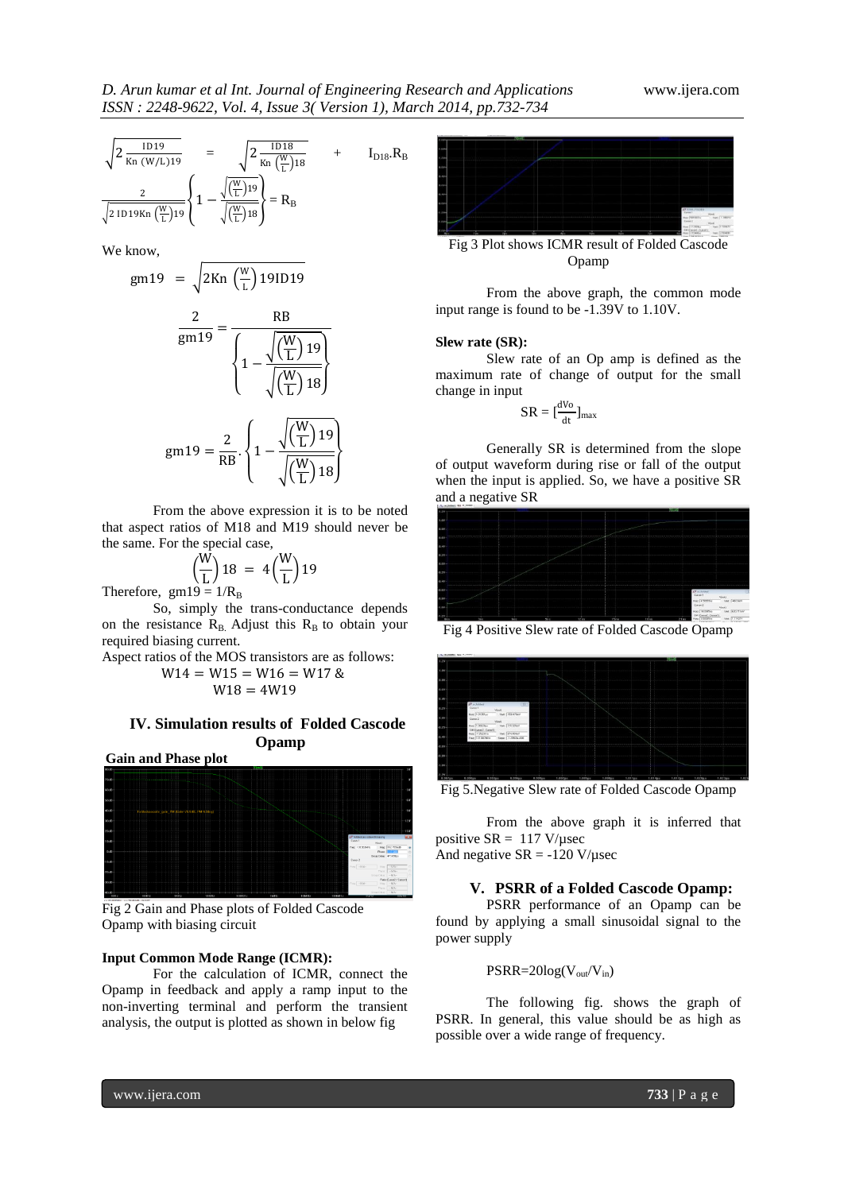$$\sqrt{2\frac{ID19}{Kn\ (W/L)19}} = \sqrt{2\frac{ID18}{Kn\left(\frac{W}{L}\right)18}} + I_{D18}.R_B$$

$$\frac{2}{\sqrt{2\ ID19Kn\left(\frac{W}{L}\right)19}}\left\{1-\frac{\sqrt{\left(\frac{W}{L}\right)19}}{\sqrt{\left(\frac{W}{L}\right)18}}\right\} = R_B$$

We know,

$$gm19 = \sqrt{2Kn\left(\frac{W}{L}\right)19ID19}$$

$$\frac{2}{gm19} = \frac{RB}{\left\{1-\frac{\sqrt{\left(\frac{W}{L}\right)19}}{\sqrt{\left(\frac{W}{L}\right)18}}\right\}}$$

$$gm19 = \frac{2}{RB}.\left\{1-\frac{\sqrt{\left(\frac{W}{L}\right)19}}{\sqrt{\left(\frac{W}{L}\right)18}}\right\}$$

From the above expression it is to be noted that aspect ratios of M18 and M19 should never be the same. For the special case,

$$\left(\frac{W}{L}\right)18 = 4\left(\frac{W}{L}\right)19$$

Therefore, $gm19 = 1/R_B$

So, simply the trans-conductance depends on the resistance $R_B$. Adjust this $R_B$ to obtain your required biasing current.

Aspect ratios of the MOS transistors are as follows:

$$W14 = W15 = W16 = W17\ \&$$
$$W18 = 4W19$$

## IV. Simulation results of Folded Cascode Opamp

**Gain and Phase plot**

Fig 2 Gain and Phase plots of Folded Cascode Opamp with biasing circuit

**Input Common Mode Range (ICMR):**

For the calculation of ICMR, connect the Opamp in feedback and apply a ramp input to the non-inverting terminal and perform the transient analysis, the output is plotted as shown in below fig

Fig 3 Plot shows ICMR result of Folded Cascode Opamp

From the above graph, the common mode input range is found to be -1.39V to 1.10V.

**Slew rate (SR):**

Slew rate of an Op amp is defined as the maximum rate of change of output for the small change in input

$$SR = \left[\frac{dVo}{dt}\right]_{max}$$

Generally SR is determined from the slope of output waveform during rise or fall of the output when the input is applied. So, we have a positive SR and a negative SR

Fig 4 Positive Slew rate of Folded Cascode Opamp

Fig 5.Negative Slew rate of Folded Cascode Opamp

From the above graph it is inferred that positive SR = 117 V/µsec
And negative SR = -120 V/µsec

## V. PSRR of a Folded Cascode Opamp:

PSRR performance of an Opamp can be found by applying a small sinusoidal signal to the power supply

$$PSRR=20\log(V_{out}/V_{in})$$

The following fig. shows the graph of PSRR. In general, this value should be as high as possible over a wide range of frequency.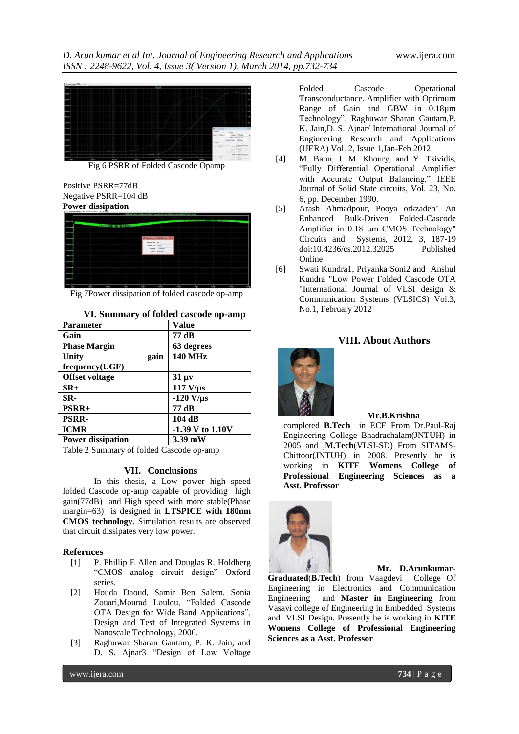Fig 6 PSRR of Folded Cascode Opamp

Positive PSRR=77dB
Negative PSRR=104 dB

**Power dissipation**

Fig 7Power dissipation of folded cascode op-amp

## VI. Summary of folded cascode op-amp

| Parameter | Value |
|---|---|
| **Gain** | **77 dB** |
| **Phase Margin** | **63 degrees** |
| **Unity gain frequency(UGF)** | **140 MHz** |
| **Offset voltage** | **31 µv** |
| **SR+** | **117 V/µs** |
| **SR-** | **-120 V/µs** |
| **PSRR+** | **77 dB** |
| **PSRR-** | **104 dB** |
| **ICMR** | **-1.39 V to 1.10V** |
| **Power dissipation** | **3.39 mW** |

Table 2 Summary of folded Cascode op-amp

## VII. Conclusions

In this thesis, a Low power high speed folded Cascode op-amp capable of providing high gain(77dB) and High speed with more stable(Phase margin=63) is designed in **LTSPICE with 180nm CMOS technology**. Simulation results are observed that circuit dissipates very low power.

## Refernces

[1] P. Phillip E Allen and Douglas R. Holdberg "CMOS analog circuit design" Oxford series.

[2] Houda Daoud, Samir Ben Salem, Sonia Zouari,Mourad Loulou, "Folded Cascode OTA Design for Wide Band Applications", Design and Test of Integrated Systems in Nanoscale Technology, 2006.

[3] Raghuwar Sharan Gautam, P. K. Jain, and D. S. Ajnar3 "Design of Low Voltage Folded Cascode Operational Transconductance. Amplifier with Optimum Range of Gain and GBW in 0.18µm Technology". Raghuwar Sharan Gautam,P. K. Jain,D. S. Ajnar/ International Journal of Engineering Research and Applications (IJERA) Vol. 2, Issue 1,Jan-Feb 2012.

[4] M. Banu, J. M. Khoury, and Y. Tsividis, "Fully Differential Operational Amplifier with Accurate Output Balancing," IEEE Journal of Solid State circuits, Vol. 23, No. 6, pp. December 1990.

[5] Arash Ahmadpour, Pooya orkzadeh" An Enhanced Bulk-Driven Folded-Cascode Amplifier in 0.18 µm CMOS Technology" Circuits and Systems, 2012, 3, 187-19 doi:10.4236/cs.2012.32025 Published Online

[6] Swati Kundra1, Priyanka Soni2 and Anshul Kundra "Low Power Folded Cascode OTA "International Journal of VLSI design & Communication Systems (VLSICS) Vol.3, No.1, February 2012

## VIII. About Authors

**Mr.B.Krishna** completed **B.Tech** in ECE From Dr.Paul-Raj Engineering College Bhadrachalam(JNTUH) in 2005 and ,**M.Tech**(VLSI-SD) From SITAMS-Chittoor(JNTUH) in 2008. Presently he is working in **KITE Womens College of Professional Engineering Sciences as a Asst. Professor**

**Mr. D.Arunkumar- Graduated**(**B.Tech**) from Vaagdevi College Of Engineering in Electronics and Communication Engineering and **Master in Engineering** from Vasavi college of Engineering in Embedded Systems and VLSI Design. Presently he is working in **KITE Womens College of Professional Engineering Sciences as a Asst. Professor**